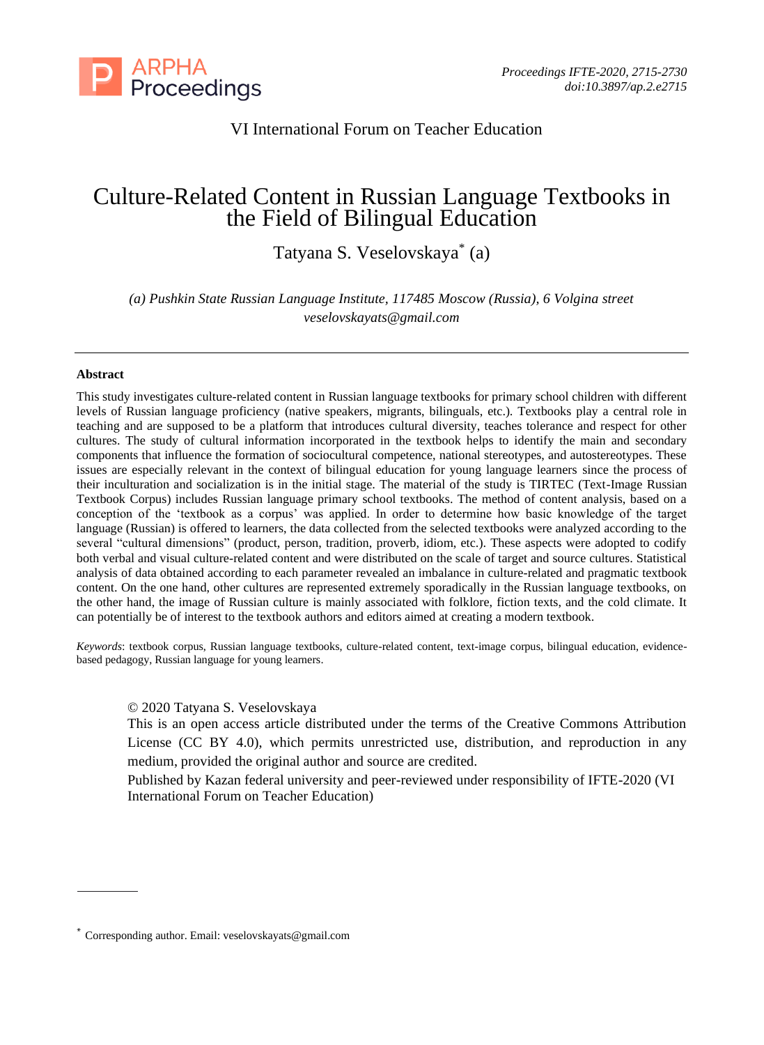VI International Forum on Teacher Education

# Culture-Related Content in Russian Language Textbooks in the Field of Bilingual Education

Tatyana S. Veselovskaya* (a)

*(a) Pushkin State Russian Language Institute, 117485 Moscow (Russia), 6 Volgina street*
*veselovskayats@gmail.com*

---

**Abstract**

This study investigates culture-related content in Russian language textbooks for primary school children with different levels of Russian language proficiency (native speakers, migrants, bilinguals, etc.). Textbooks play a central role in teaching and are supposed to be a platform that introduces cultural diversity, teaches tolerance and respect for other cultures. The study of cultural information incorporated in the textbook helps to identify the main and secondary components that influence the formation of sociocultural competence, national stereotypes, and autostereotypes. These issues are especially relevant in the context of bilingual education for young language learners since the process of their inculturation and socialization is in the initial stage. The material of the study is TIRTEC (Text-Image Russian Textbook Corpus) includes Russian language primary school textbooks. The method of content analysis, based on a conception of the 'textbook as a corpus' was applied. In order to determine how basic knowledge of the target language (Russian) is offered to learners, the data collected from the selected textbooks were analyzed according to the several "cultural dimensions" (product, person, tradition, proverb, idiom, etc.). These aspects were adopted to codify both verbal and visual culture-related content and were distributed on the scale of target and source cultures. Statistical analysis of data obtained according to each parameter revealed an imbalance in culture-related and pragmatic textbook content. On the one hand, other cultures are represented extremely sporadically in the Russian language textbooks, on the other hand, the image of Russian culture is mainly associated with folklore, fiction texts, and the cold climate. It can potentially be of interest to the textbook authors and editors aimed at creating a modern textbook.

*Keywords*: textbook corpus, Russian language textbooks, culture-related content, text-image corpus, bilingual education, evidence-based pedagogy, Russian language for young learners.

© 2020 Tatyana S. Veselovskaya
This is an open access article distributed under the terms of the Creative Commons Attribution License (CC BY 4.0), which permits unrestricted use, distribution, and reproduction in any medium, provided the original author and source are credited.
Published by Kazan federal university and peer-reviewed under responsibility of IFTE-2020 (VI International Forum on Teacher Education)

---

* Corresponding author. Email: veselovskayats@gmail.com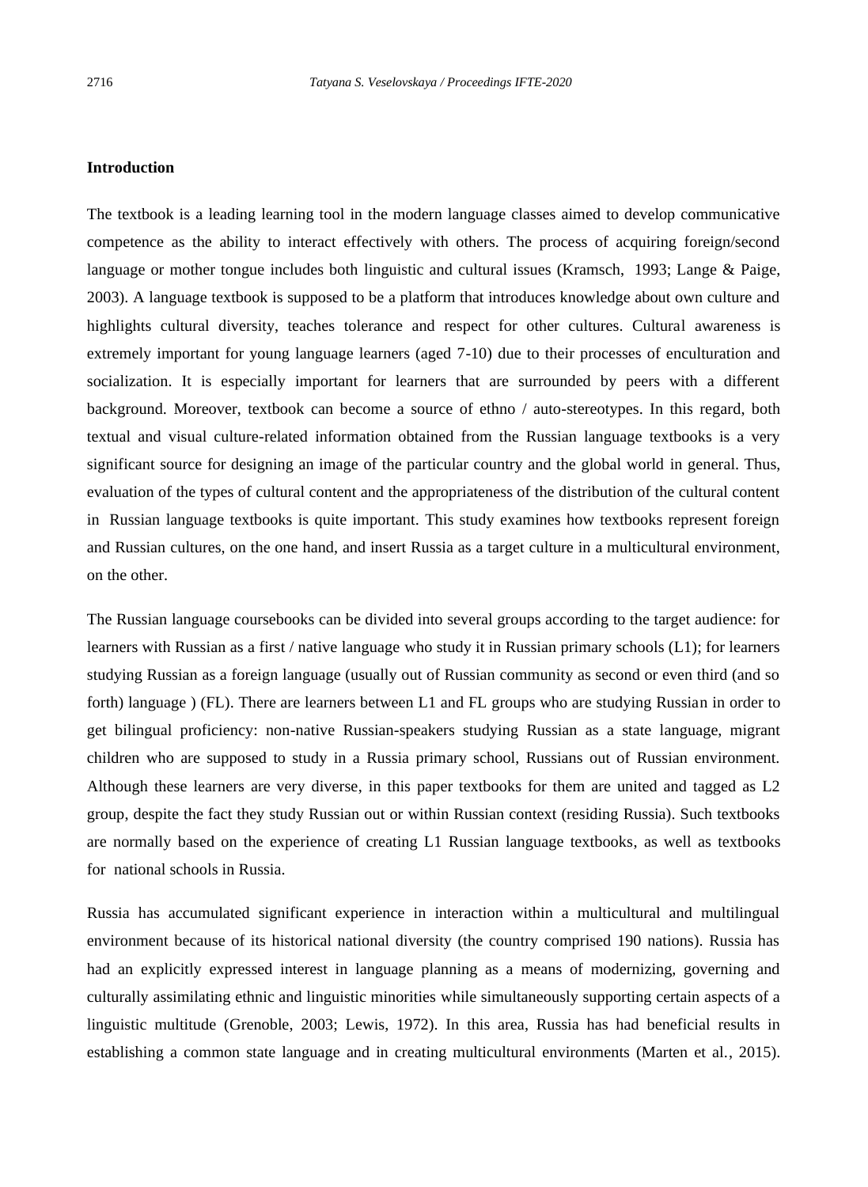## Introduction

The textbook is a leading learning tool in the modern language classes aimed to develop communicative competence as the ability to interact effectively with others. The process of acquiring foreign/second language or mother tongue includes both linguistic and cultural issues (Kramsch, 1993; Lange & Paige, 2003). A language textbook is supposed to be a platform that introduces knowledge about own culture and highlights cultural diversity, teaches tolerance and respect for other cultures. Cultural awareness is extremely important for young language learners (aged 7-10) due to their processes of enculturation and socialization. It is especially important for learners that are surrounded by peers with a different background. Moreover, textbook can become a source of ethno / auto-stereotypes. In this regard, both textual and visual culture-related information obtained from the Russian language textbooks is a very significant source for designing an image of the particular country and the global world in general. Thus, evaluation of the types of cultural content and the appropriateness of the distribution of the cultural content in Russian language textbooks is quite important. This study examines how textbooks represent foreign and Russian cultures, on the one hand, and insert Russia as a target culture in a multicultural environment, on the other.

The Russian language coursebooks can be divided into several groups according to the target audience: for learners with Russian as a first / native language who study it in Russian primary schools (L1); for learners studying Russian as a foreign language (usually out of Russian community as second or even third (and so forth) language ) (FL). There are learners between L1 and FL groups who are studying Russian in order to get bilingual proficiency: non-native Russian-speakers studying Russian as a state language, migrant children who are supposed to study in a Russia primary school, Russians out of Russian environment. Although these learners are very diverse, in this paper textbooks for them are united and tagged as L2 group, despite the fact they study Russian out or within Russian context (residing Russia). Such textbooks are normally based on the experience of creating L1 Russian language textbooks, as well as textbooks for national schools in Russia.

Russia has accumulated significant experience in interaction within a multicultural and multilingual environment because of its historical national diversity (the country comprised 190 nations). Russia has had an explicitly expressed interest in language planning as a means of modernizing, governing and culturally assimilating ethnic and linguistic minorities while simultaneously supporting certain aspects of a linguistic multitude (Grenoble, 2003; Lewis, 1972). In this area, Russia has had beneficial results in establishing a common state language and in creating multicultural environments (Marten et al., 2015).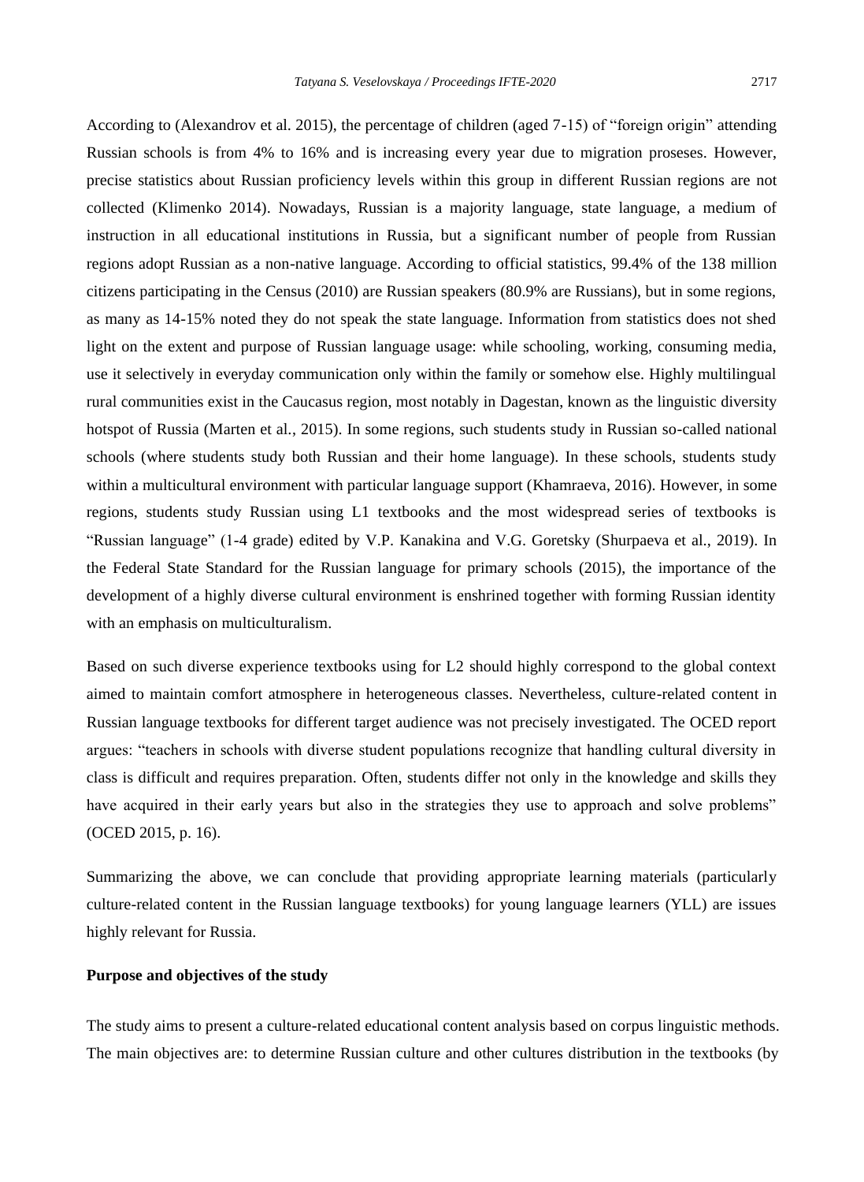According to (Alexandrov et al. 2015), the percentage of children (aged 7-15) of "foreign origin" attending Russian schools is from 4% to 16% and is increasing every year due to migration proseses. However, precise statistics about Russian proficiency levels within this group in different Russian regions are not collected (Klimenko 2014). Nowadays, Russian is a majority language, state language, a medium of instruction in all educational institutions in Russia, but a significant number of people from Russian regions adopt Russian as a non-native language. According to official statistics, 99.4% of the 138 million citizens participating in the Census (2010) are Russian speakers (80.9% are Russians), but in some regions, as many as 14-15% noted they do not speak the state language. Information from statistics does not shed light on the extent and purpose of Russian language usage: while schooling, working, consuming media, use it selectively in everyday communication only within the family or somehow else. Highly multilingual rural communities exist in the Caucasus region, most notably in Dagestan, known as the linguistic diversity hotspot of Russia (Marten et al., 2015). In some regions, such students study in Russian so-called national schools (where students study both Russian and their home language). In these schools, students study within a multicultural environment with particular language support (Khamraeva, 2016). However, in some regions, students study Russian using L1 textbooks and the most widespread series of textbooks is "Russian language" (1-4 grade) edited by V.P. Kanakina and V.G. Goretsky (Shurpaeva et al., 2019). In the Federal State Standard for the Russian language for primary schools (2015), the importance of the development of a highly diverse cultural environment is enshrined together with forming Russian identity with an emphasis on multiculturalism.

Based on such diverse experience textbooks using for L2 should highly correspond to the global context aimed to maintain comfort atmosphere in heterogeneous classes. Nevertheless, culture-related content in Russian language textbooks for different target audience was not precisely investigated. The OCED report argues: "teachers in schools with diverse student populations recognize that handling cultural diversity in class is difficult and requires preparation. Often, students differ not only in the knowledge and skills they have acquired in their early years but also in the strategies they use to approach and solve problems" (OCED 2015, p. 16).

Summarizing the above, we can conclude that providing appropriate learning materials (particularly culture-related content in the Russian language textbooks) for young language learners (YLL) are issues highly relevant for Russia.

**Purpose and objectives of the study**

The study aims to present a culture-related educational content analysis based on corpus linguistic methods. The main objectives are: to determine Russian culture and other cultures distribution in the textbooks (by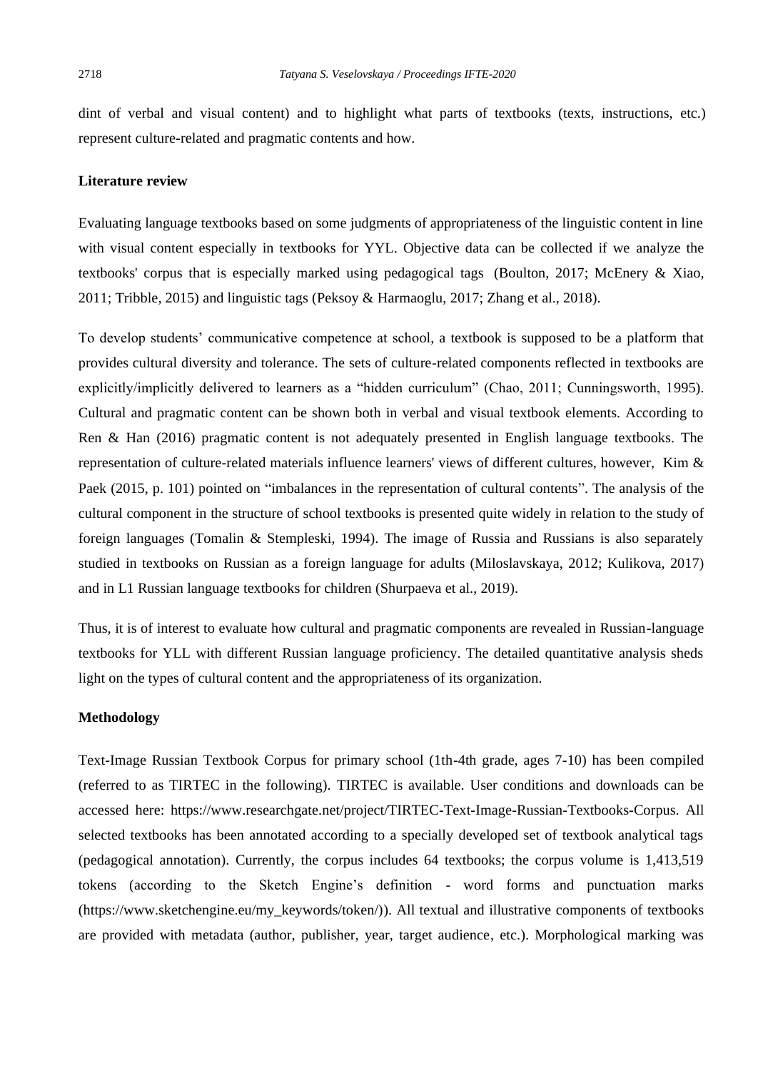dint of verbal and visual content) and to highlight what parts of textbooks (texts, instructions, etc.) represent culture-related and pragmatic contents and how.

**Literature review**

Evaluating language textbooks based on some judgments of appropriateness of the linguistic content in line with visual content especially in textbooks for YYL. Objective data can be collected if we analyze the textbooks' corpus that is especially marked using pedagogical tags (Boulton, 2017; McEnery & Xiao, 2011; Tribble, 2015) and linguistic tags (Peksoy & Harmaoglu, 2017; Zhang et al., 2018).

To develop students' communicative competence at school, a textbook is supposed to be a platform that provides cultural diversity and tolerance. The sets of culture-related components reflected in textbooks are explicitly/implicitly delivered to learners as a "hidden curriculum" (Chao, 2011; Cunningsworth, 1995). Cultural and pragmatic content can be shown both in verbal and visual textbook elements. According to Ren & Han (2016) pragmatic content is not adequately presented in English language textbooks. The representation of culture-related materials influence learners' views of different cultures, however, Kim & Paek (2015, p. 101) pointed on "imbalances in the representation of cultural contents". The analysis of the cultural component in the structure of school textbooks is presented quite widely in relation to the study of foreign languages (Tomalin & Stempleski, 1994). The image of Russia and Russians is also separately studied in textbooks on Russian as a foreign language for adults (Miloslavskaya, 2012; Kulikova, 2017) and in L1 Russian language textbooks for children (Shurpaeva et al., 2019).

Thus, it is of interest to evaluate how cultural and pragmatic components are revealed in Russian-language textbooks for YLL with different Russian language proficiency. The detailed quantitative analysis sheds light on the types of cultural content and the appropriateness of its organization.

**Methodology**

Text-Image Russian Textbook Corpus for primary school (1th-4th grade, ages 7-10) has been compiled (referred to as TIRTEC in the following). TIRTEC is available. User conditions and downloads can be accessed here: https://www.researchgate.net/project/TIRTEC-Text-Image-Russian-Textbooks-Corpus. All selected textbooks has been annotated according to a specially developed set of textbook analytical tags (pedagogical annotation). Currently, the corpus includes 64 textbooks; the corpus volume is 1,413,519 tokens (according to the Sketch Engine's definition - word forms and punctuation marks (https://www.sketchengine.eu/my_keywords/token/)). All textual and illustrative components of textbooks are provided with metadata (author, publisher, year, target audience, etc.). Morphological marking was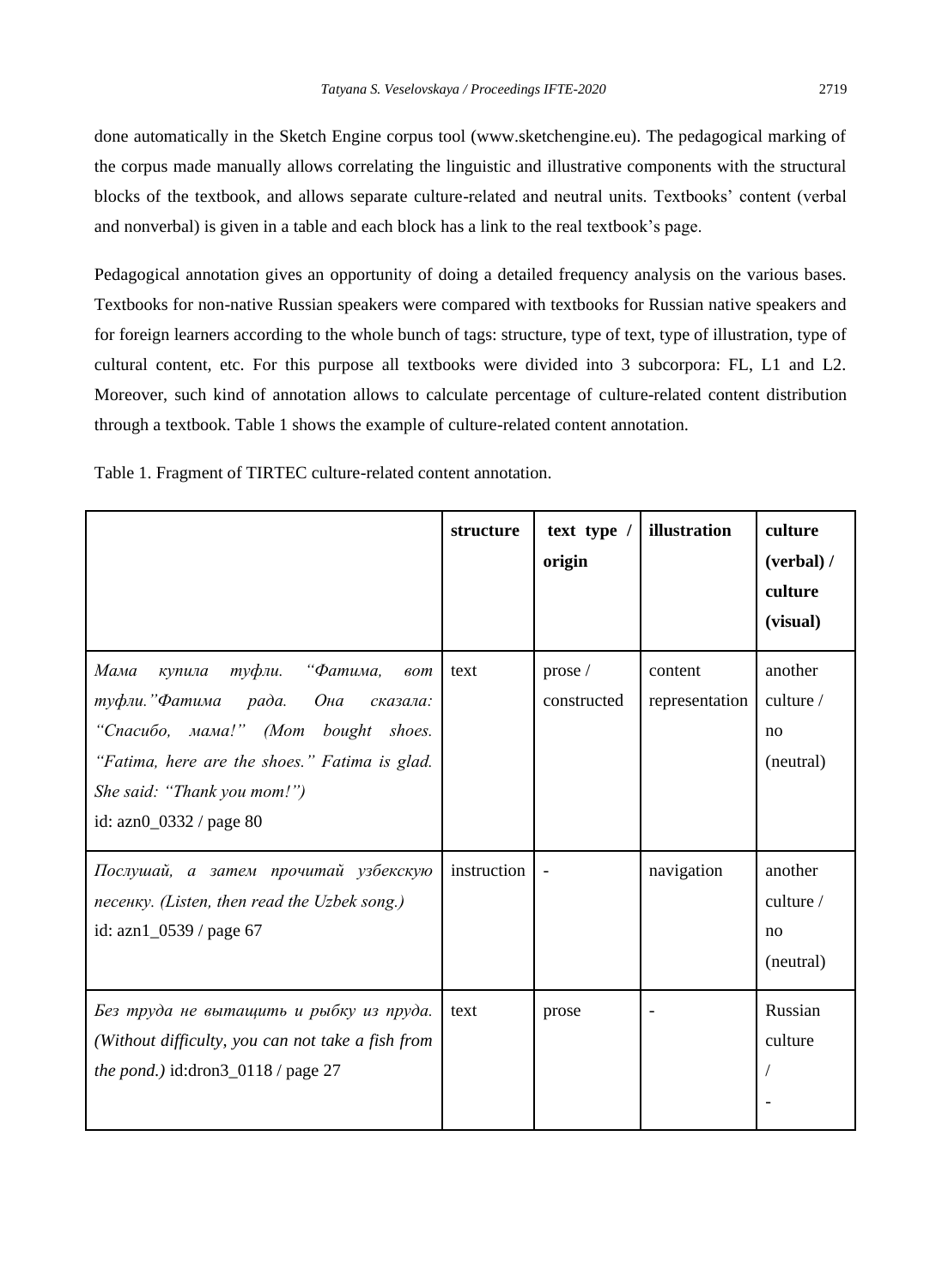done automatically in the Sketch Engine corpus tool (www.sketchengine.eu). The pedagogical marking of the corpus made manually allows correlating the linguistic and illustrative components with the structural blocks of the textbook, and allows separate culture-related and neutral units. Textbooks' content (verbal and nonverbal) is given in a table and each block has a link to the real textbook's page.

Pedagogical annotation gives an opportunity of doing a detailed frequency analysis on the various bases. Textbooks for non-native Russian speakers were compared with textbooks for Russian native speakers and for foreign learners according to the whole bunch of tags: structure, type of text, type of illustration, type of cultural content, etc. For this purpose all textbooks were divided into 3 subcorpora: FL, L1 and L2. Moreover, such kind of annotation allows to calculate percentage of culture-related content distribution through a textbook. Table 1 shows the example of culture-related content annotation.

Table 1. Fragment of TIRTEC culture-related content annotation.

| | **structure** | **text type / origin** | **illustration** | **culture (verbal) / culture (visual)** |
|---|---|---|---|---|
| *Мама купила туфли. "Фатима, вот туфли."Фатима рада. Она сказала: "Спасибо, мама!" (Mom bought shoes. "Fatima, here are the shoes." Fatima is glad. She said: "Thank you mom!")* id: azn0_0332 / page 80 | text | prose / constructed | content representation | another culture / no (neutral) |
| *Послушай, а затем прочитай узбекскую песенку. (Listen, then read the Uzbek song.)* id: azn1_0539 / page 67 | instruction | - | navigation | another culture / no (neutral) |
| *Без труда не вытащить и рыбку из пруда. (Without difficulty, you can not take a fish from the pond.)* id:dron3_0118 / page 27 | text | prose | - | Russian culture / - |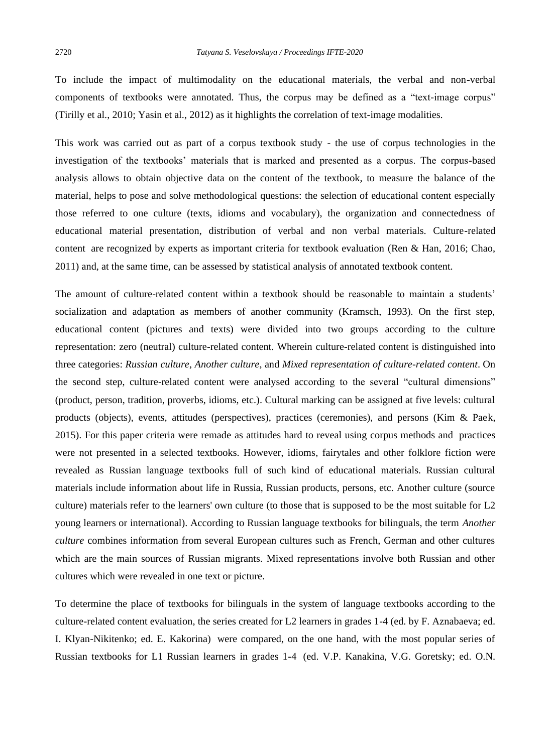To include the impact of multimodality on the educational materials, the verbal and non-verbal components of textbooks were annotated. Thus, the corpus may be defined as a “text-image corpus” (Tirilly et al., 2010; Yasin et al., 2012) as it highlights the correlation of text-image modalities.

This work was carried out as part of a corpus textbook study - the use of corpus technologies in the investigation of the textbooks’ materials that is marked and presented as a corpus. The corpus-based analysis allows to obtain objective data on the content of the textbook, to measure the balance of the material, helps to pose and solve methodological questions: the selection of educational content especially those referred to one culture (texts, idioms and vocabulary), the organization and connectedness of educational material presentation, distribution of verbal and non verbal materials. Culture-related content are recognized by experts as important criteria for textbook evaluation (Ren & Han, 2016; Chao, 2011) and, at the same time, can be assessed by statistical analysis of annotated textbook content.

The amount of culture-related content within a textbook should be reasonable to maintain a students’ socialization and adaptation as members of another community (Kramsch, 1993). On the first step, educational content (pictures and texts) were divided into two groups according to the culture representation: zero (neutral) culture-related content. Wherein culture-related content is distinguished into three categories: *Russian culture*, *Another culture*, and *Mixed representation of culture-related content*. On the second step, culture-related content were analysed according to the several “cultural dimensions” (product, person, tradition, proverbs, idioms, etc.). Cultural marking can be assigned at five levels: cultural products (objects), events, attitudes (perspectives), practices (ceremonies), and persons (Kim & Paek, 2015). For this paper criteria were remade as attitudes hard to reveal using corpus methods and practices were not presented in a selected textbooks. However, idioms, fairytales and other folklore fiction were revealed as Russian language textbooks full of such kind of educational materials. Russian cultural materials include information about life in Russia, Russian products, persons, etc. Another culture (source culture) materials refer to the learners' own culture (to those that is supposed to be the most suitable for L2 young learners or international). According to Russian language textbooks for bilinguals, the term *Another culture* combines information from several European cultures such as French, German and other cultures which are the main sources of Russian migrants. Mixed representations involve both Russian and other cultures which were revealed in one text or picture.

To determine the place of textbooks for bilinguals in the system of language textbooks according to the culture-related content evaluation, the series created for L2 learners in grades 1-4 (ed. by F. Aznabaeva; ed. I. Klyan-Nikitenko; ed. E. Kakorina) were compared, on the one hand, with the most popular series of Russian textbooks for L1 Russian learners in grades 1-4 (ed. V.P. Kanakina, V.G. Goretsky; ed. O.N.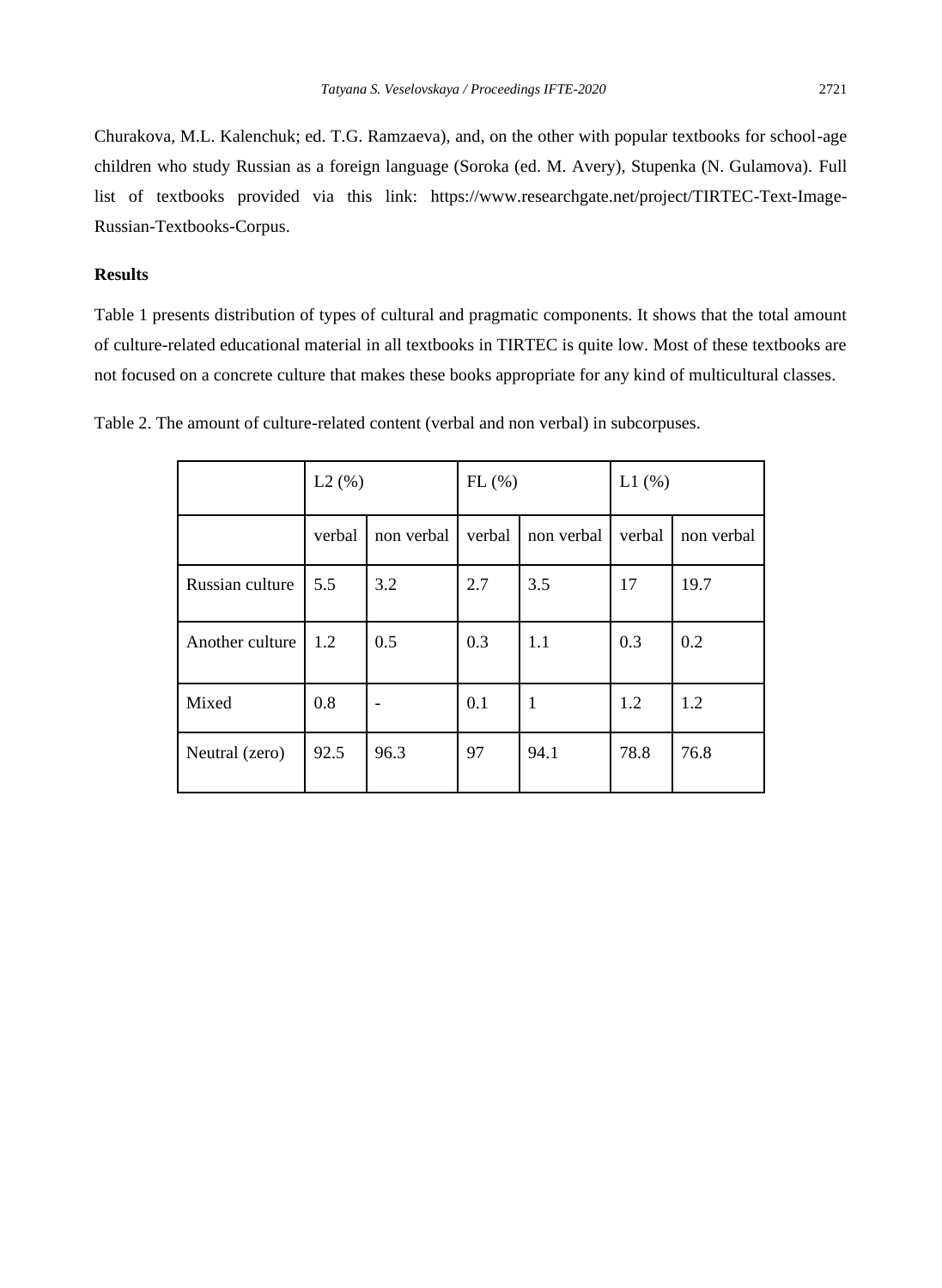Churakova, M.L. Kalenchuk; ed. T.G. Ramzaeva), and, on the other with popular textbooks for school-age children who study Russian as a foreign language (Soroka (ed. M. Avery), Stupenka (N. Gulamova). Full list of textbooks provided via this link: https://www.researchgate.net/project/TIRTEC-Text-Image-Russian-Textbooks-Corpus.

**Results**

Table 1 presents distribution of types of cultural and pragmatic components. It shows that the total amount of culture-related educational material in all textbooks in TIRTEC is quite low. Most of these textbooks are not focused on a concrete culture that makes these books appropriate for any kind of multicultural classes.

Table 2. The amount of culture-related content (verbal and non verbal) in subcorpuses.

| | L2 (%) | | FL (%) | | L1 (%) | |
|---|---|---|---|---|---|---|
| | verbal | non verbal | verbal | non verbal | verbal | non verbal |
| Russian culture | 5.5 | 3.2 | 2.7 | 3.5 | 17 | 19.7 |
| Another culture | 1.2 | 0.5 | 0.3 | 1.1 | 0.3 | 0.2 |
| Mixed | 0.8 | - | 0.1 | 1 | 1.2 | 1.2 |
| Neutral (zero) | 92.5 | 96.3 | 97 | 94.1 | 78.8 | 76.8 |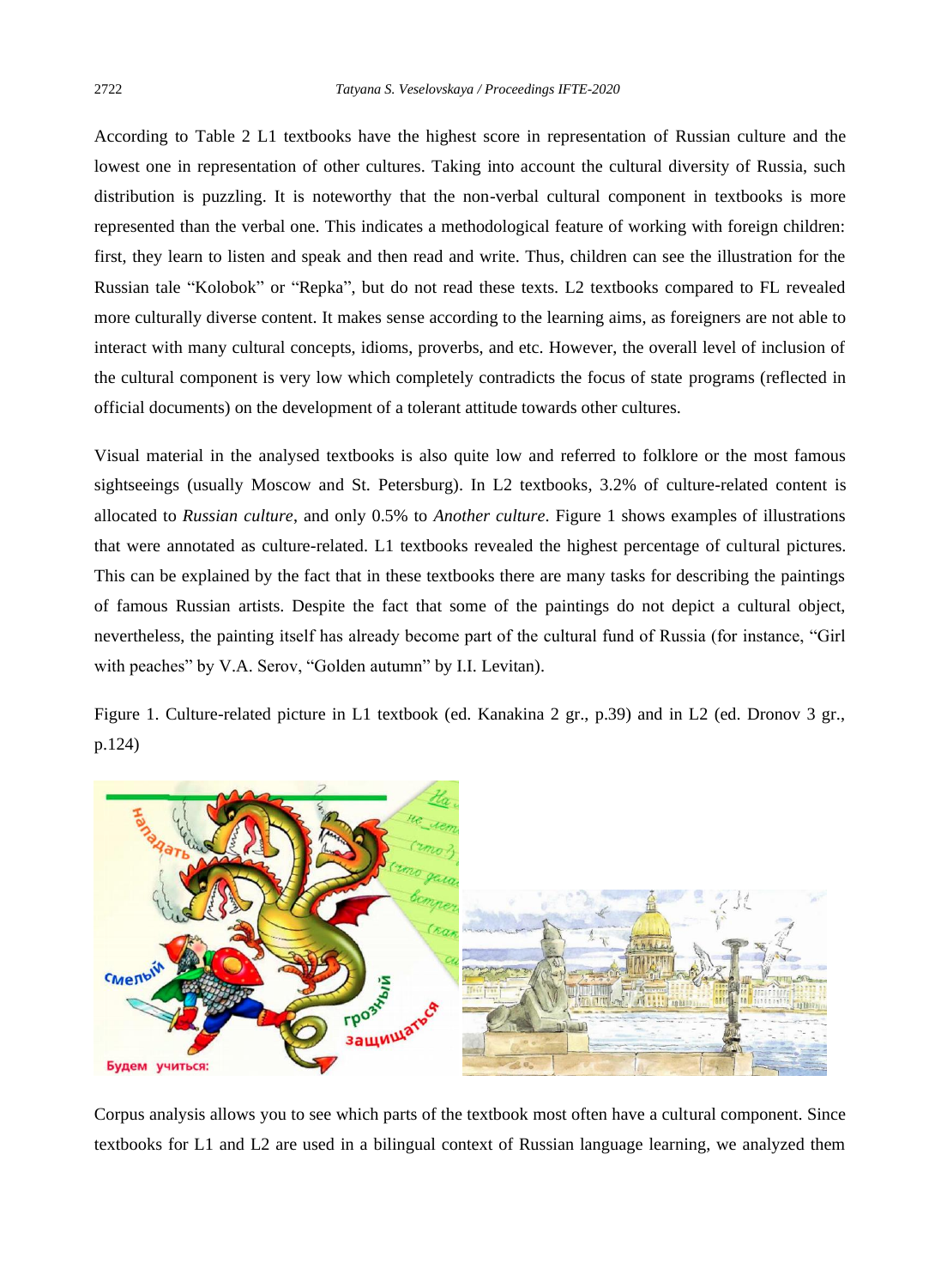According to Table 2 L1 textbooks have the highest score in representation of Russian culture and the lowest one in representation of other cultures. Taking into account the cultural diversity of Russia, such distribution is puzzling. It is noteworthy that the non-verbal cultural component in textbooks is more represented than the verbal one. This indicates a methodological feature of working with foreign children: first, they learn to listen and speak and then read and write. Thus, children can see the illustration for the Russian tale "Kolobok" or "Repka", but do not read these texts. L2 textbooks compared to FL revealed more culturally diverse content. It makes sense according to the learning aims, as foreigners are not able to interact with many cultural concepts, idioms, proverbs, and etc. However, the overall level of inclusion of the cultural component is very low which completely contradicts the focus of state programs (reflected in official documents) on the development of a tolerant attitude towards other cultures.

Visual material in the analysed textbooks is also quite low and referred to folklore or the most famous sightseeings (usually Moscow and St. Petersburg). In L2 textbooks, 3.2% of culture-related content is allocated to *Russian culture*, and only 0.5% to *Another culture*. Figure 1 shows examples of illustrations that were annotated as culture-related. L1 textbooks revealed the highest percentage of cultural pictures. This can be explained by the fact that in these textbooks there are many tasks for describing the paintings of famous Russian artists. Despite the fact that some of the paintings do not depict a cultural object, nevertheless, the painting itself has already become part of the cultural fund of Russia (for instance, "Girl with peaches" by V.A. Serov, "Golden autumn" by I.I. Levitan).

Figure 1. Culture-related picture in L1 textbook (ed. Kanakina 2 gr., p.39) and in L2 (ed. Dronov 3 gr., p.124)

Corpus analysis allows you to see which parts of the textbook most often have a cultural component. Since textbooks for L1 and L2 are used in a bilingual context of Russian language learning, we analyzed them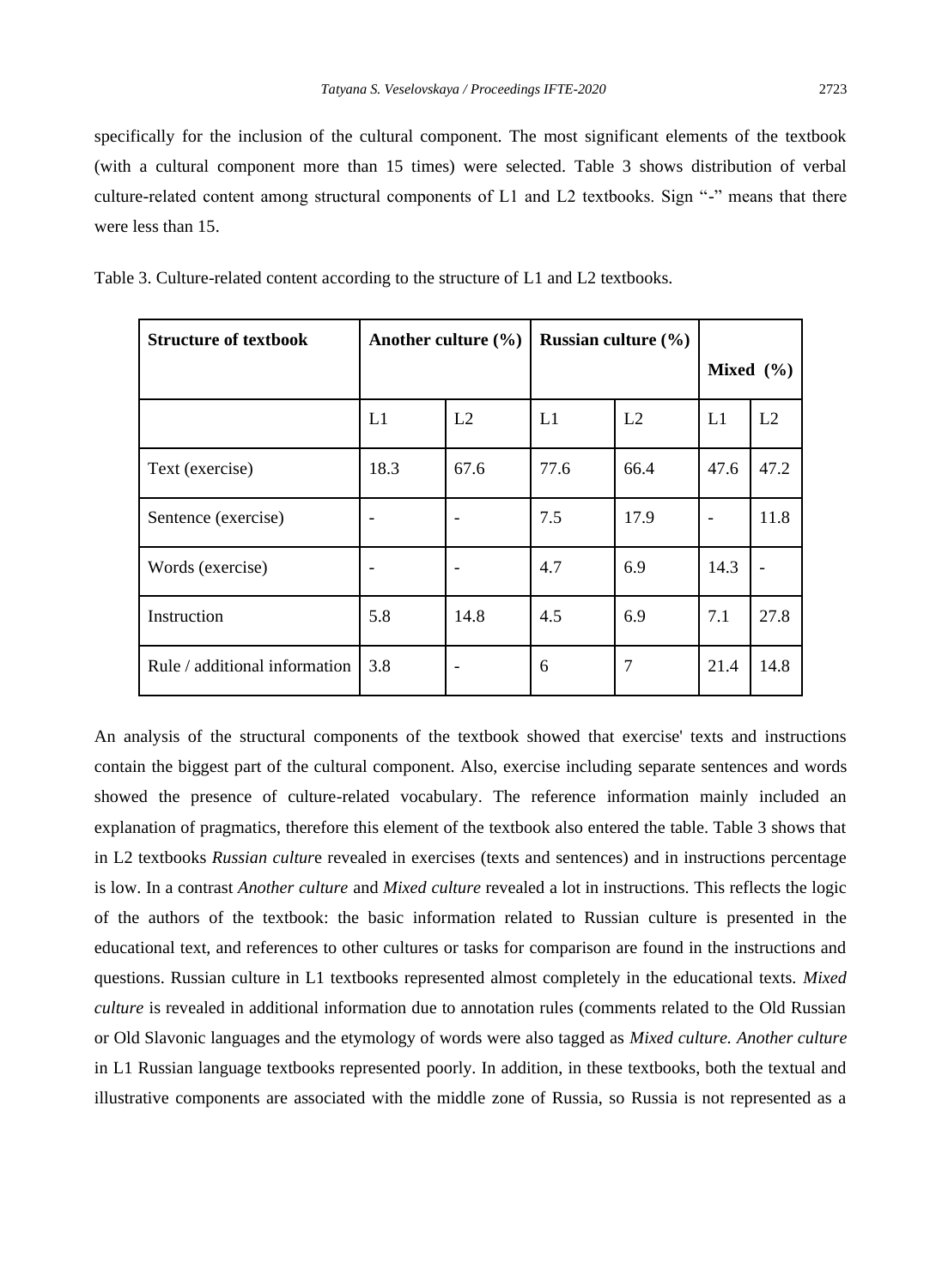specifically for the inclusion of the cultural component. The most significant elements of the textbook (with a cultural component more than 15 times) were selected. Table 3 shows distribution of verbal culture-related content among structural components of L1 and L2 textbooks. Sign "-" means that there were less than 15.

Table 3. Culture-related content according to the structure of L1 and L2 textbooks.

| **Structure of textbook** | **Another culture (%)** | | **Russian culture (%)** | | **Mixed (%)** | |
|---|---|---|---|---|---|---|
| | L1 | L2 | L1 | L2 | L1 | L2 |
| Text (exercise) | 18.3 | 67.6 | 77.6 | 66.4 | 47.6 | 47.2 |
| Sentence (exercise) | - | - | 7.5 | 17.9 | - | 11.8 |
| Words (exercise) | - | - | 4.7 | 6.9 | 14.3 | - |
| Instruction | 5.8 | 14.8 | 4.5 | 6.9 | 7.1 | 27.8 |
| Rule / additional information | 3.8 | - | 6 | 7 | 21.4 | 14.8 |

An analysis of the structural components of the textbook showed that exercise' texts and instructions contain the biggest part of the cultural component. Also, exercise including separate sentences and words showed the presence of culture-related vocabulary. The reference information mainly included an explanation of pragmatics, therefore this element of the textbook also entered the table. Table 3 shows that in L2 textbooks *Russian culture* revealed in exercises (texts and sentences) and in instructions percentage is low. In a contrast *Another culture* and *Mixed culture* revealed a lot in instructions. This reflects the logic of the authors of the textbook: the basic information related to Russian culture is presented in the educational text, and references to other cultures or tasks for comparison are found in the instructions and questions. Russian culture in L1 textbooks represented almost completely in the educational texts. *Mixed culture* is revealed in additional information due to annotation rules (comments related to the Old Russian or Old Slavonic languages and the etymology of words were also tagged as *Mixed culture. Another culture* in L1 Russian language textbooks represented poorly. In addition, in these textbooks, both the textual and illustrative components are associated with the middle zone of Russia, so Russia is not represented as a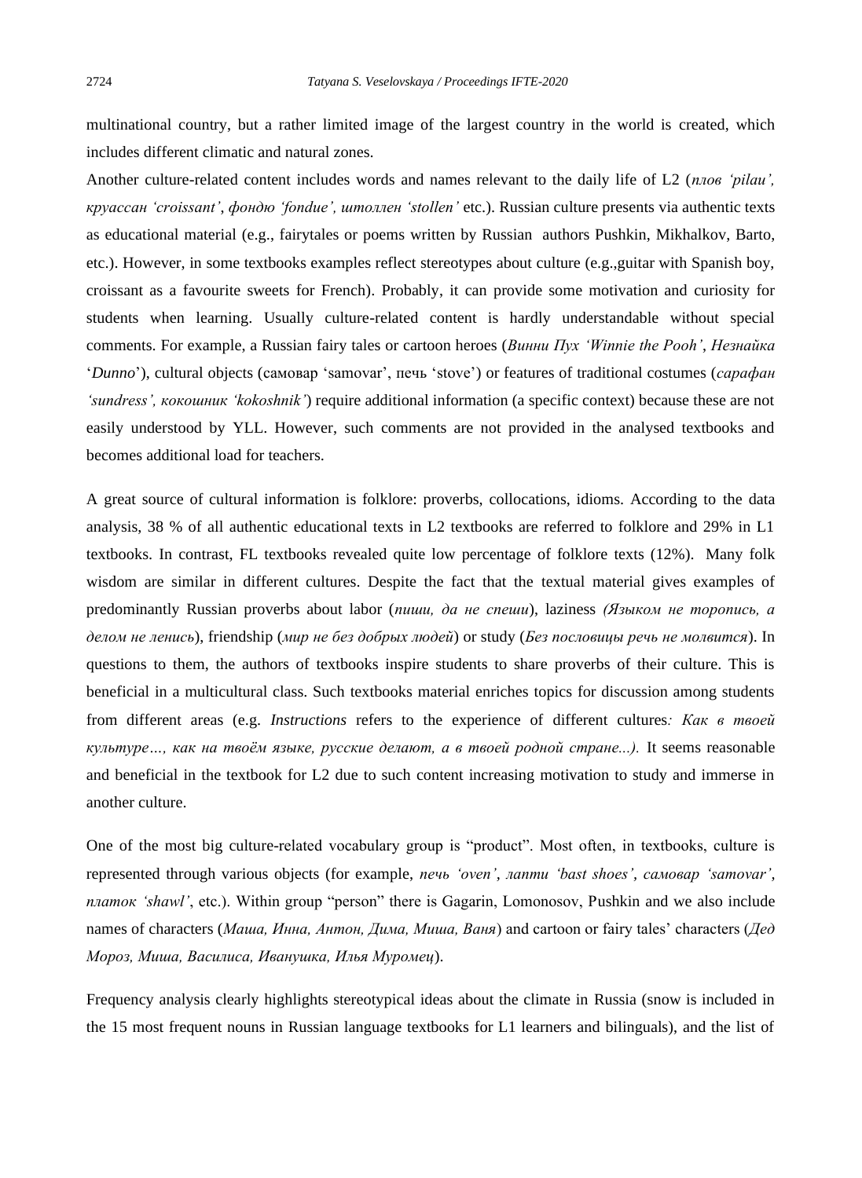multinational country, but a rather limited image of the largest country in the world is created, which includes different climatic and natural zones.

Another culture-related content includes words and names relevant to the daily life of L2 (*плов 'pilau', круассан 'croissant'*, *фондю 'fondue', штоллен 'stollen'* etc.). Russian culture presents via authentic texts as educational material (e.g., fairytales or poems written by Russian authors Pushkin, Mikhalkov, Barto, etc.). However, in some textbooks examples reflect stereotypes about culture (e.g.,guitar with Spanish boy, croissant as a favourite sweets for French). Probably, it can provide some motivation and curiosity for students when learning. Usually culture-related content is hardly understandable without special comments. For example, a Russian fairy tales or cartoon heroes (*Винни Пух 'Winnie the Pooh'*, *Незнайка* '*Dunno*'), cultural objects (самовар 'samovar', печь 'stove') or features of traditional costumes (*сарафан 'sundress', кокошник 'kokoshnik'*) require additional information (a specific context) because these are not easily understood by YLL. However, such comments are not provided in the analysed textbooks and becomes additional load for teachers.

A great source of cultural information is folklore: proverbs, collocations, idioms. According to the data analysis, 38 % of all authentic educational texts in L2 textbooks are referred to folklore and 29% in L1 textbooks. In contrast, FL textbooks revealed quite low percentage of folklore texts (12%). Many folk wisdom are similar in different cultures. Despite the fact that the textual material gives examples of predominantly Russian proverbs about labor (***пиши, да не спеши***), laziness *(Языком не торопись, а делом не ленись*), friendship (*мир не без добрых людей*) or study (*Без пословицы речь не молвится*). In questions to them, the authors of textbooks inspire students to share proverbs of their culture. This is beneficial in a multicultural class. Such textbooks material enriches topics for discussion among students from different areas (e.g. *Instructions* refers to the experience of different cultures*: Как в твоей культуре…, как на твоём языке, русские делают, а в твоей родной стране...).* It seems reasonable and beneficial in the textbook for L2 due to such content increasing motivation to study and immerse in another culture.

One of the most big culture-related vocabulary group is "product". Most often, in textbooks, culture is represented through various objects (for example, *печь 'oven'*, *лапти 'bast shoes'*, *самовар 'samovar'*, *платок 'shawl'*, etc.). Within group "person" there is Gagarin, Lomonosov, Pushkin and we also include names of characters (*Маша, Инна, Антон, Дима, Миша, Ваня*) and cartoon or fairy tales' characters (*Дед Мороз, Миша, Василиса, Иванушка, Илья Муромец*).

Frequency analysis clearly highlights stereotypical ideas about the climate in Russia (snow is included in the 15 most frequent nouns in Russian language textbooks for L1 learners and bilinguals), and the list of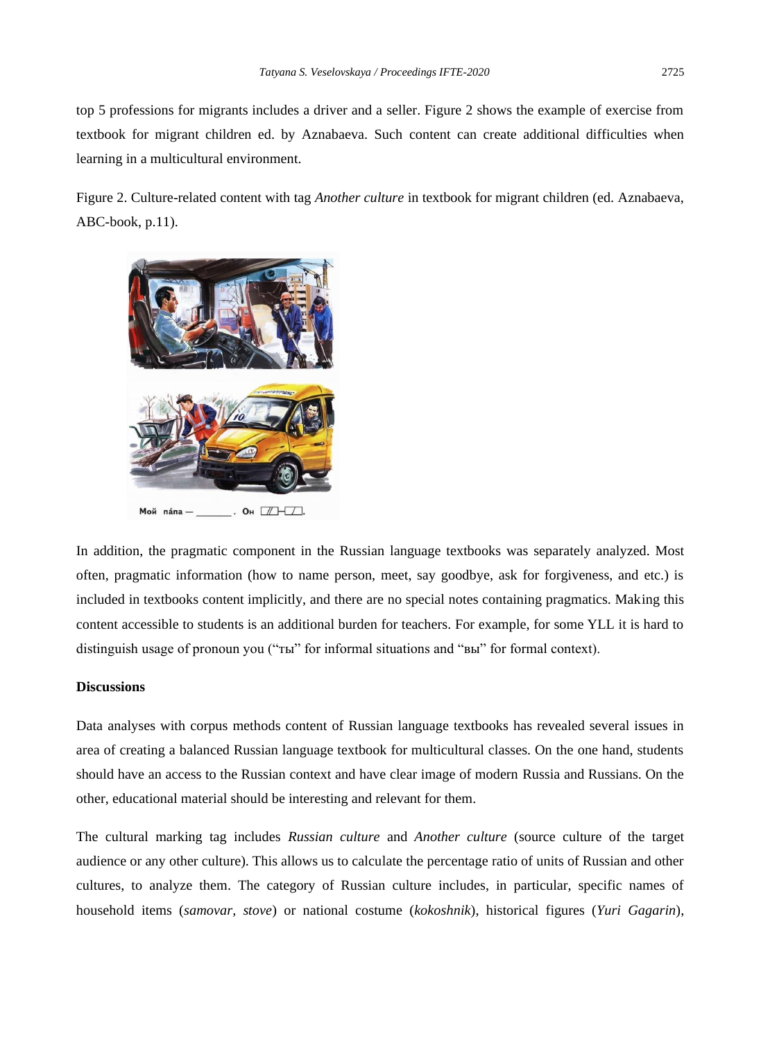top 5 professions for migrants includes a driver and a seller. Figure 2 shows the example of exercise from textbook for migrant children ed. by Aznabaeva. Such content can create additional difficulties when learning in a multicultural environment.

Figure 2. Culture-related content with tag *Another culture* in textbook for migrant children (ed. Aznabaeva, ABC-book, p.11).

In addition, the pragmatic component in the Russian language textbooks was separately analyzed. Most often, pragmatic information (how to name person, meet, say goodbye, ask for forgiveness, and etc.) is included in textbooks content implicitly, and there are no special notes containing pragmatics. Making this content accessible to students is an additional burden for teachers. For example, for some YLL it is hard to distinguish usage of pronoun you ("ты" for informal situations and "вы" for formal context).

**Discussions**

Data analyses with corpus methods content of Russian language textbooks has revealed several issues in area of creating a balanced Russian language textbook for multicultural classes. On the one hand, students should have an access to the Russian context and have clear image of modern Russia and Russians. On the other, educational material should be interesting and relevant for them.

The cultural marking tag includes *Russian culture* and *Another culture* (source culture of the target audience or any other culture). This allows us to calculate the percentage ratio of units of Russian and other cultures, to analyze them. The category of Russian culture includes, in particular, specific names of household items (*samovar*, *stove*) or national costume (*kokoshnik*), historical figures (*Yuri Gagarin*),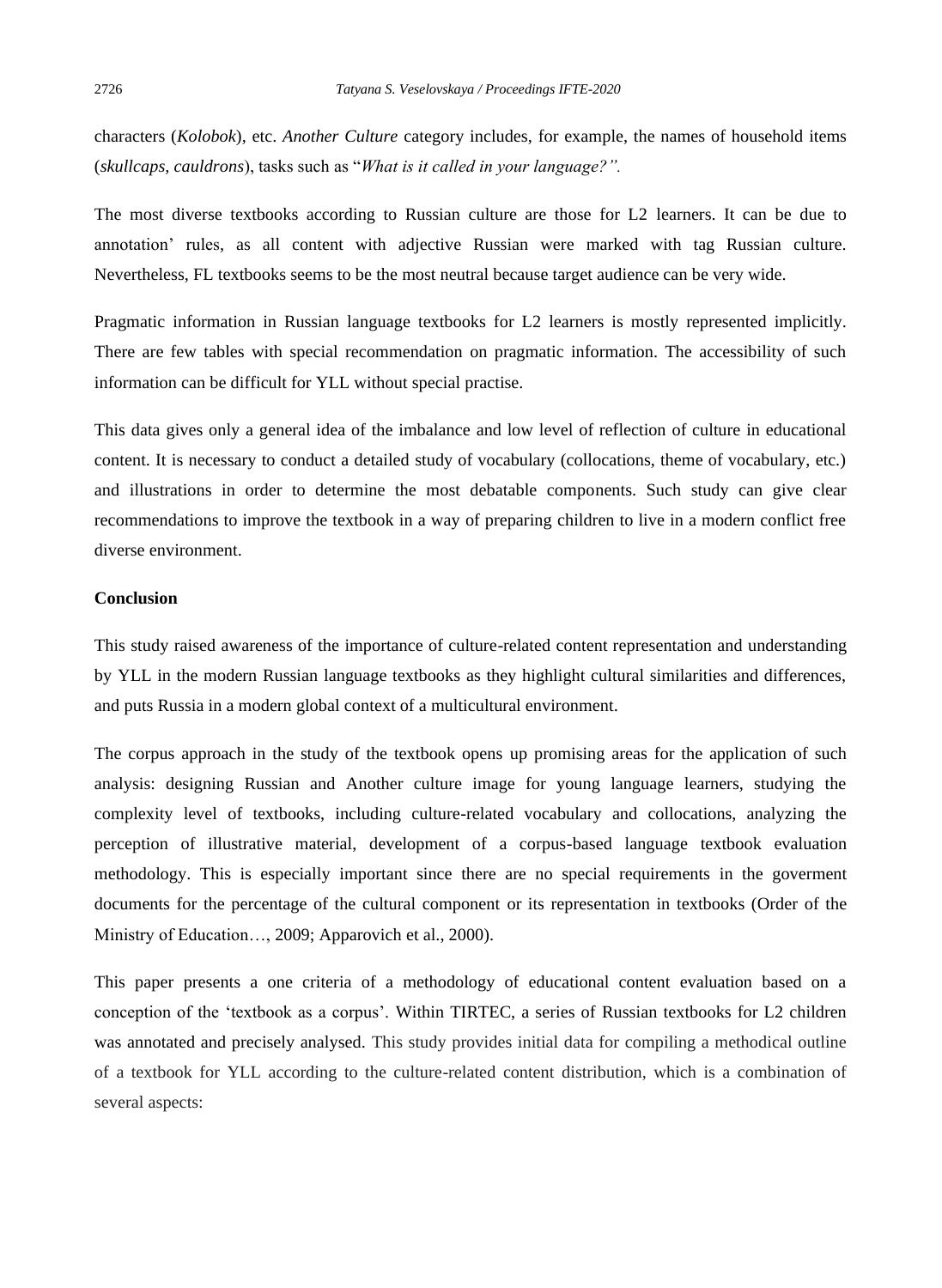characters (*Kolobok*), etc. *Another Culture* category includes, for example, the names of household items (*skullcaps, cauldrons*), tasks such as "*What is it called in your language?".*

The most diverse textbooks according to Russian culture are those for L2 learners. It can be due to annotation' rules, as all content with adjective Russian were marked with tag Russian culture. Nevertheless, FL textbooks seems to be the most neutral because target audience can be very wide.

Pragmatic information in Russian language textbooks for L2 learners is mostly represented implicitly. There are few tables with special recommendation on pragmatic information. The accessibility of such information can be difficult for YLL without special practise.

This data gives only a general idea of the imbalance and low level of reflection of culture in educational content. It is necessary to conduct a detailed study of vocabulary (collocations, theme of vocabulary, etc.) and illustrations in order to determine the most debatable components. Such study can give clear recommendations to improve the textbook in a way of preparing children to live in a modern conflict free diverse environment.

**Conclusion**

This study raised awareness of the importance of culture-related content representation and understanding by YLL in the modern Russian language textbooks as they highlight cultural similarities and differences, and puts Russia in a modern global context of a multicultural environment.

The corpus approach in the study of the textbook opens up promising areas for the application of such analysis: designing Russian and Another culture image for young language learners, studying the complexity level of textbooks, including culture-related vocabulary and collocations, analyzing the perception of illustrative material, development of a corpus-based language textbook evaluation methodology. This is especially important since there are no special requirements in the goverment documents for the percentage of the cultural component or its representation in textbooks (Order of the Ministry of Education…, 2009; Apparovich et al., 2000).

This paper presents a one criteria of a methodology of educational content evaluation based on a conception of the 'textbook as a corpus'. Within TIRTEC, a series of Russian textbooks for L2 children was annotated and precisely analysed. This study provides initial data for compiling a methodical outline of a textbook for YLL according to the culture-related content distribution, which is a combination of several aspects: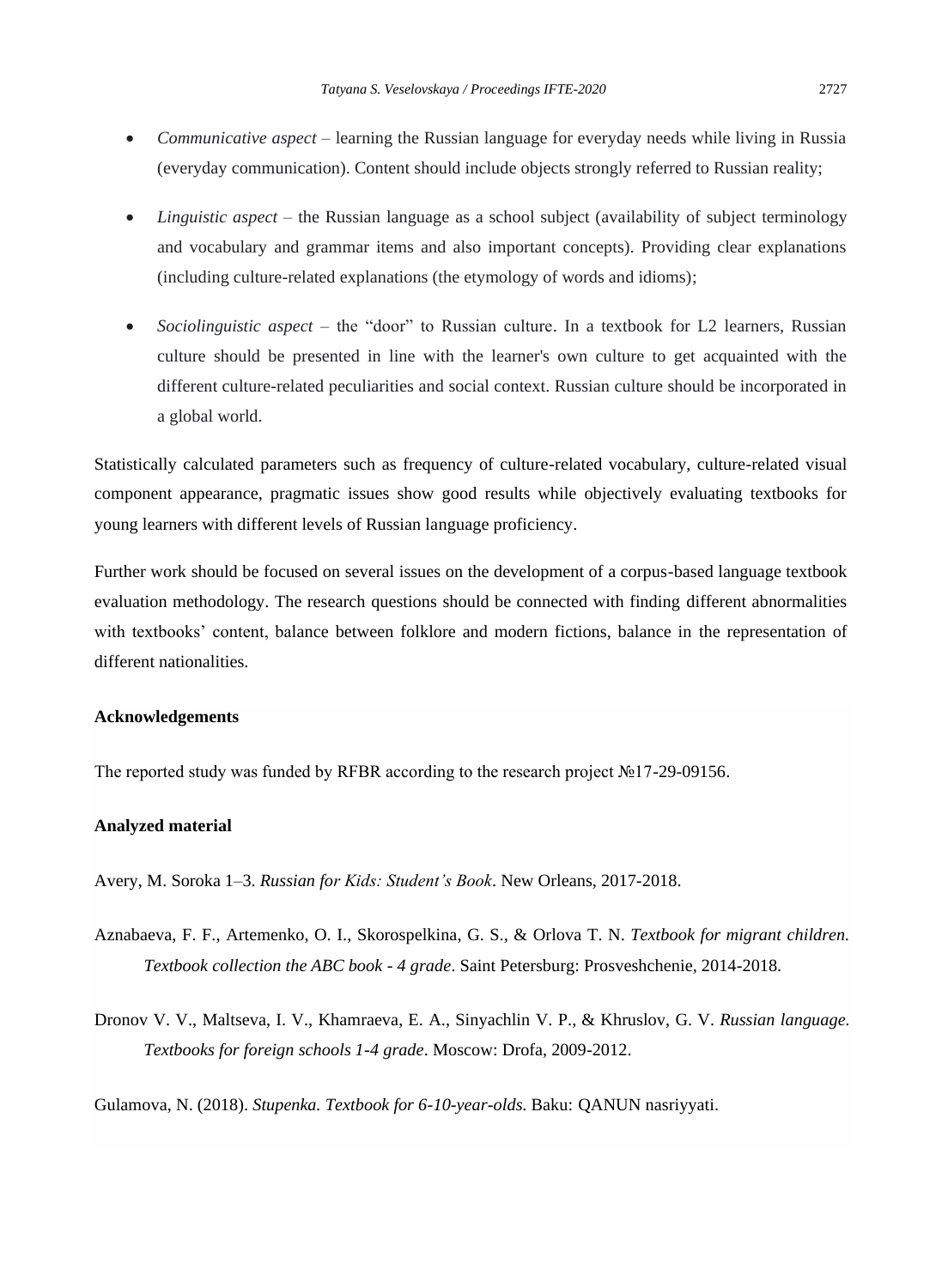- *Communicative aspect* – learning the Russian language for everyday needs while living in Russia (everyday communication). Content should include objects strongly referred to Russian reality;
- *Linguistic aspect* – the Russian language as a school subject (availability of subject terminology and vocabulary and grammar items and also important concepts). Providing clear explanations (including culture-related explanations (the etymology of words and idioms);
- *Sociolinguistic aspect* – the "door" to Russian culture. In a textbook for L2 learners, Russian culture should be presented in line with the learner's own culture to get acquainted with the different culture-related peculiarities and social context. Russian culture should be incorporated in a global world.

Statistically calculated parameters such as frequency of culture-related vocabulary, culture-related visual component appearance, pragmatic issues show good results while objectively evaluating textbooks for young learners with different levels of Russian language proficiency.

Further work should be focused on several issues on the development of a corpus-based language textbook evaluation methodology. The research questions should be connected with finding different abnormalities with textbooks' content, balance between folklore and modern fictions, balance in the representation of different nationalities.

### Acknowledgements

The reported study was funded by RFBR according to the research project №17-29-09156.

### Analyzed material

Avery, M. Soroka 1–3. *Russian for Kids: Student's Book*. New Orleans, 2017-2018.

Aznabaeva, F. F., Artemenko, O. I., Skorospelkina, G. S., & Orlova T. N. *Textbook for migrant children. Textbook collection the ABC book - 4 grade*. Saint Petersburg: Prosveshchenie, 2014-2018.

Dronov V. V., Maltseva, I. V., Khamraeva, E. A., Sinyachlin V. P., & Khruslov, G. V. *Russian language. Textbooks for foreign schools 1-4 grade*. Moscow: Drofa, 2009-2012.

Gulamova, N. (2018). *Stupenka. Textbook for 6-10-year-olds.* Baku: QANUN nasriyyati.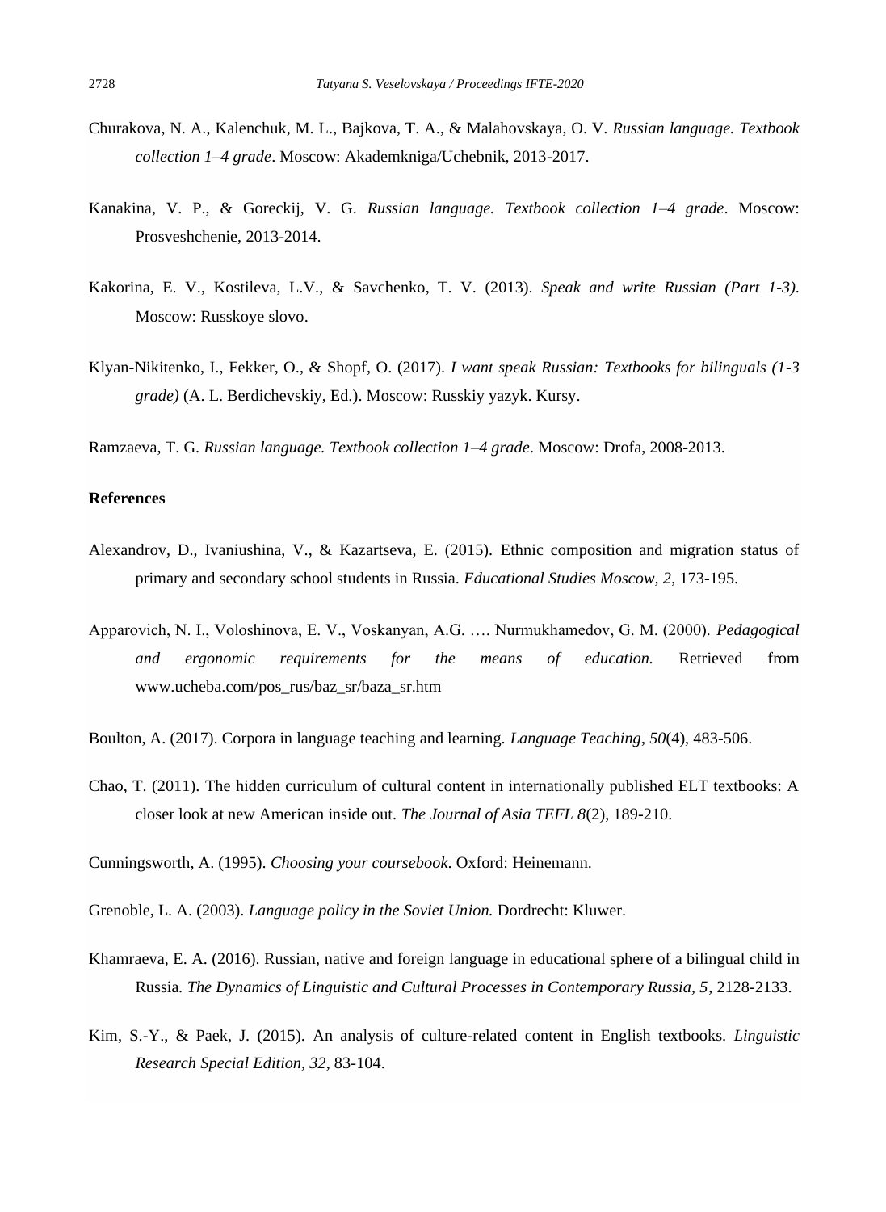Churakova, N. A., Kalenchuk, M. L., Bajkova, T. A., & Malahovskaya, O. V. *Russian language. Textbook collection 1–4 grade*. Moscow: Akademkniga/Uchebnik, 2013-2017.

Kanakina, V. P., & Goreckij, V. G. *Russian language. Textbook collection 1–4 grade*. Moscow: Prosveshchenie, 2013-2014.

Kakorina, E. V., Kostileva, L.V., & Savchenko, T. V. (2013). *Speak and write Russian (Part 1-3)*. Moscow: Russkoye slovo.

Klyan-Nikitenko, I., Fekker, O., & Shopf, O. (2017). *I want speak Russian: Textbooks for bilinguals (1-3 grade)* (A. L. Berdichevskiy, Ed.). Moscow: Russkiy yazyk. Kursy.

Ramzaeva, T. G. *Russian language. Textbook collection 1–4 grade*. Moscow: Drofa, 2008-2013.

**References**

Alexandrov, D., Ivaniushina, V., & Kazartseva, E. (2015). Ethnic composition and migration status of primary and secondary school students in Russia. *Educational Studies Moscow, 2*, 173-195.

Apparovich, N. I., Voloshinova, E. V., Voskanyan, A.G. …. Nurmukhamedov, G. M. (2000). *Pedagogical and ergonomic requirements for the means of education.* Retrieved from www.ucheba.com/pos_rus/baz_sr/baza_sr.htm

Boulton, A. (2017). Corpora in language teaching and learning. *Language Teaching*, *50*(4), 483-506.

Chao, T. (2011). The hidden curriculum of cultural content in internationally published ELT textbooks: A closer look at new American inside out. *The Journal of Asia TEFL 8*(2), 189-210.

Cunningsworth, A. (1995). *Choosing your coursebook*. Oxford: Heinemann.

Grenoble, L. A. (2003). *Language policy in the Soviet Union.* Dordrecht: Kluwer.

Khamraeva, E. A. (2016). Russian, native and foreign language in educational sphere of a bilingual child in Russia*. The Dynamics of Linguistic and Cultural Processes in Contemporary Russia, 5*, 2128-2133.

Kim, S.-Y., & Paek, J. (2015). An analysis of culture-related content in English textbooks. *Linguistic Research Special Edition, 32*, 83-104.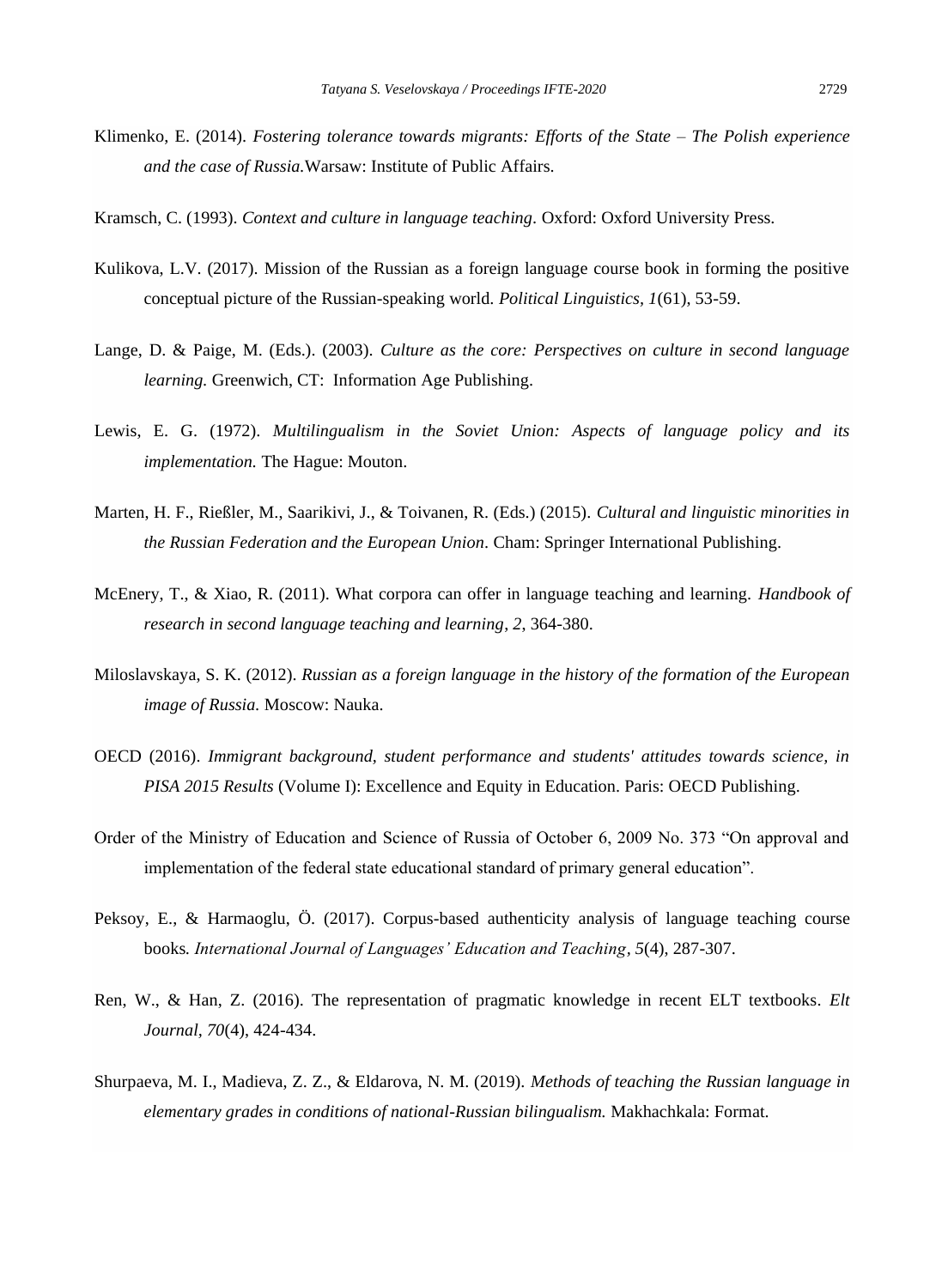Klimenko, E. (2014). *Fostering tolerance towards migrants: Efforts of the State – The Polish experience and the case of Russia.*Warsaw: Institute of Public Affairs.

Kramsch, C. (1993). *Context and culture in language teaching*. Oxford: Oxford University Press.

Kulikova, L.V. (2017). Mission of the Russian as a foreign language course book in forming the positive conceptual picture of the Russian-speaking world. *Political Linguistics, 1*(61), 53-59.

Lange, D. & Paige, M. (Eds.). (2003). *Culture as the core: Perspectives on culture in second language learning.* Greenwich, CT: Information Age Publishing.

Lewis, E. G. (1972). *Multilingualism in the Soviet Union: Aspects of language policy and its implementation.* The Hague: Mouton.

Marten, H. F., Rießler, M., Saarikivi, J., & Toivanen, R. (Eds.) (2015). *Cultural and linguistic minorities in the Russian Federation and the European Union*. Cham: Springer International Publishing.

McEnery, T., & Xiao, R. (2011). What corpora can offer in language teaching and learning. *Handbook of research in second language teaching and learning*, *2*, 364-380.

Miloslavskaya, S. K. (2012). *Russian as a foreign language in the history of the formation of the European image of Russia.* Moscow: Nauka.

OECD (2016). *Immigrant background, student performance and students' attitudes towards science, in PISA 2015 Results* (Volume I): Excellence and Equity in Education. Paris: OECD Publishing.

Order of the Ministry of Education and Science of Russia of October 6, 2009 No. 373 "On approval and implementation of the federal state educational standard of primary general education".

Peksoy, E., & Harmaoglu, Ö. (2017). Corpus-based authenticity analysis of language teaching course books*. International Journal of Languages' Education and Teaching*, *5*(4), 287-307.

Ren, W., & Han, Z. (2016). The representation of pragmatic knowledge in recent ELT textbooks. *Elt Journal*, *70*(4), 424-434.

Shurpaeva, M. I., Madieva, Z. Z., & Eldarova, N. M. (2019). *Methods of teaching the Russian language in elementary grades in conditions of national-Russian bilingualism.* Makhachkala: Format.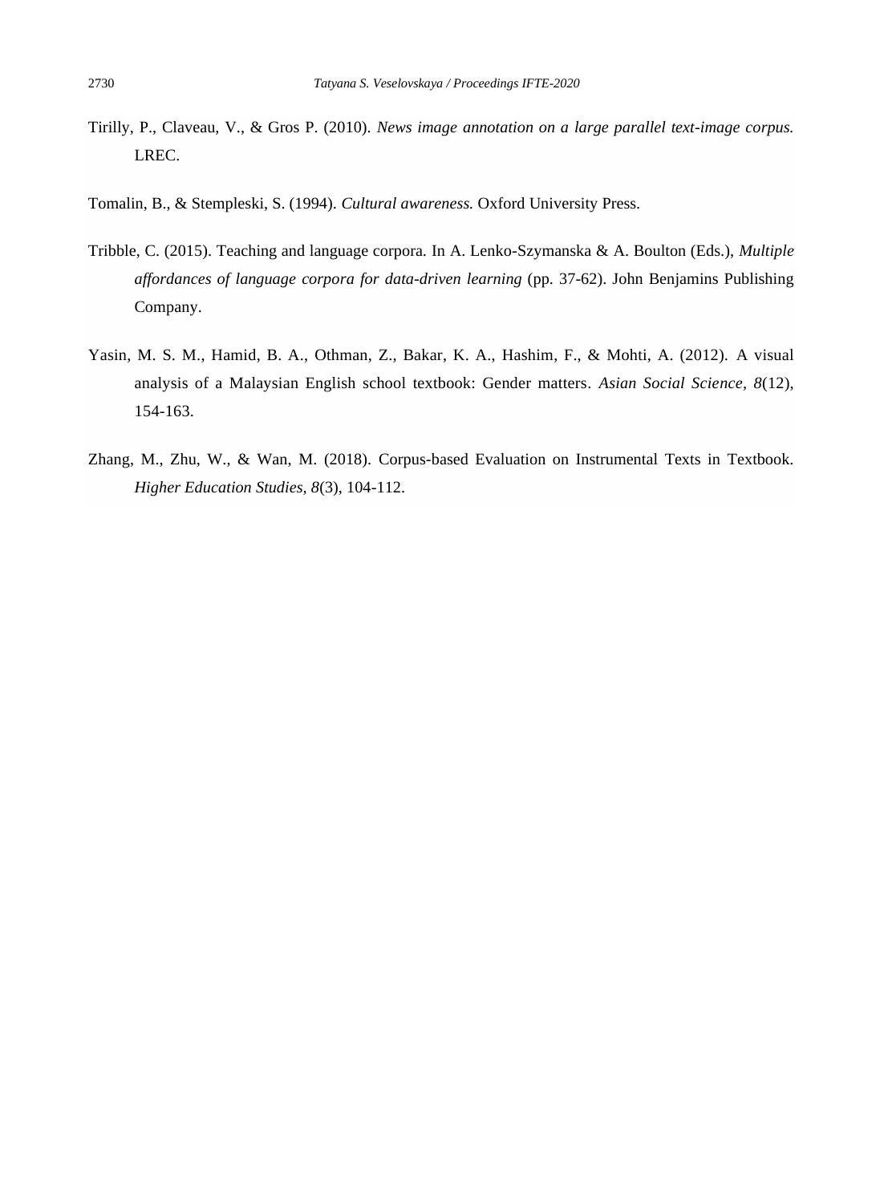Tirilly, P., Claveau, V., & Gros P. (2010). *News image annotation on a large parallel text-image corpus.* LREC.

Tomalin, B., & Stempleski, S. (1994). *Cultural awareness.* Oxford University Press.

Tribble, C. (2015). Teaching and language corpora. In A. Lenko-Szymanska & A. Boulton (Eds.), *Multiple affordances of language corpora for data-driven learning* (pp. 37-62). John Benjamins Publishing Company.

Yasin, M. S. M., Hamid, B. A., Othman, Z., Bakar, K. A., Hashim, F., & Mohti, A. (2012). A visual analysis of a Malaysian English school textbook: Gender matters. *Asian Social Science, 8*(12), 154-163.

Zhang, M., Zhu, W., & Wan, M. (2018). Corpus-based Evaluation on Instrumental Texts in Textbook. *Higher Education Studies, 8*(3), 104-112.